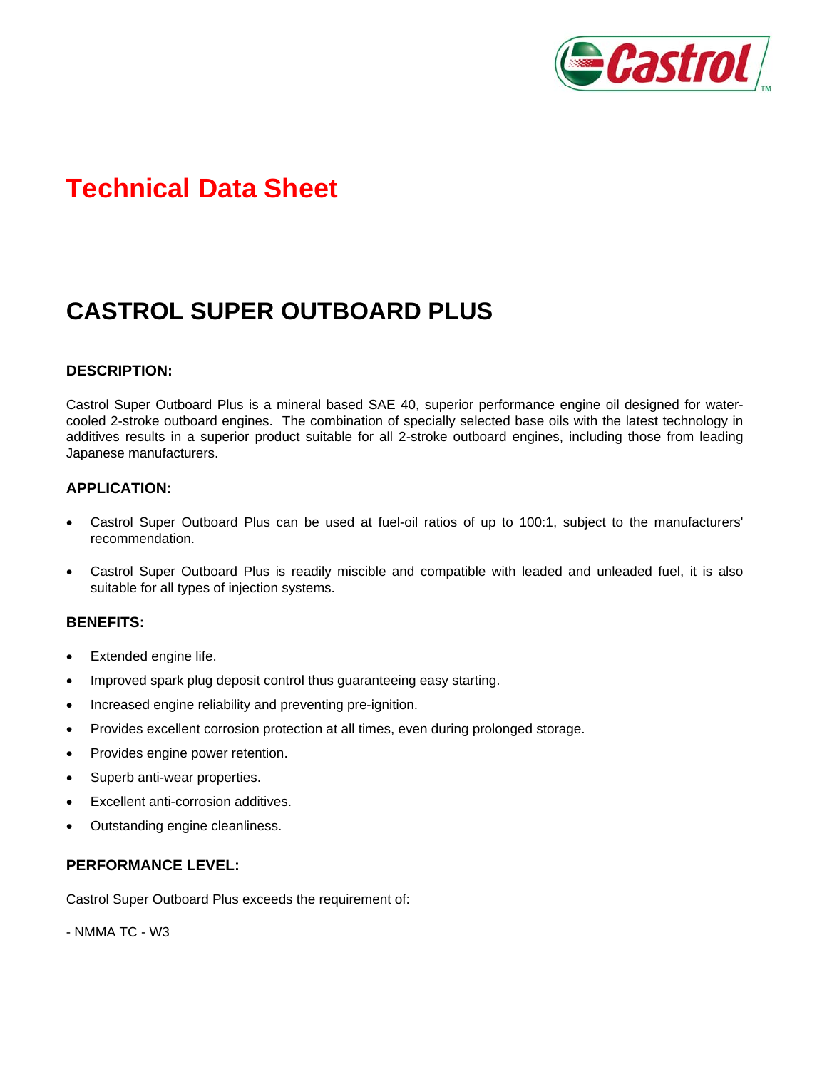# Technical Data Sheet

## CASTROL SUPER OUTBOARD PLUS

### DESCRIPTION:

Castrol Super Outboard Plus is a mineral based SAE 40, superior performance engine oil designed for water-cooled 2-stroke outboard engines. The combination of specially selected base oils with the latest technology in additives results in a superior product suitable for all 2-stroke outboard engines, including those from leading Japanese manufacturers.

### APPLICATION:

- Castrol Super Outboard Plus can be used at fuel-oil ratios of up to 100:1, subject to the manufacturers' recommendation.
- Castrol Super Outboard Plus is readily miscible and compatible with leaded and unleaded fuel, it is also suitable for all types of injection systems.

### BENEFITS:

- Extended engine life.
- Improved spark plug deposit control thus guaranteeing easy starting.
- Increased engine reliability and preventing pre-ignition.
- Provides excellent corrosion protection at all times, even during prolonged storage.
- Provides engine power retention.
- Superb anti-wear properties.
- Excellent anti-corrosion additives.
- Outstanding engine cleanliness.

### PERFORMANCE LEVEL:

Castrol Super Outboard Plus exceeds the requirement of:

- NMMA TC - W3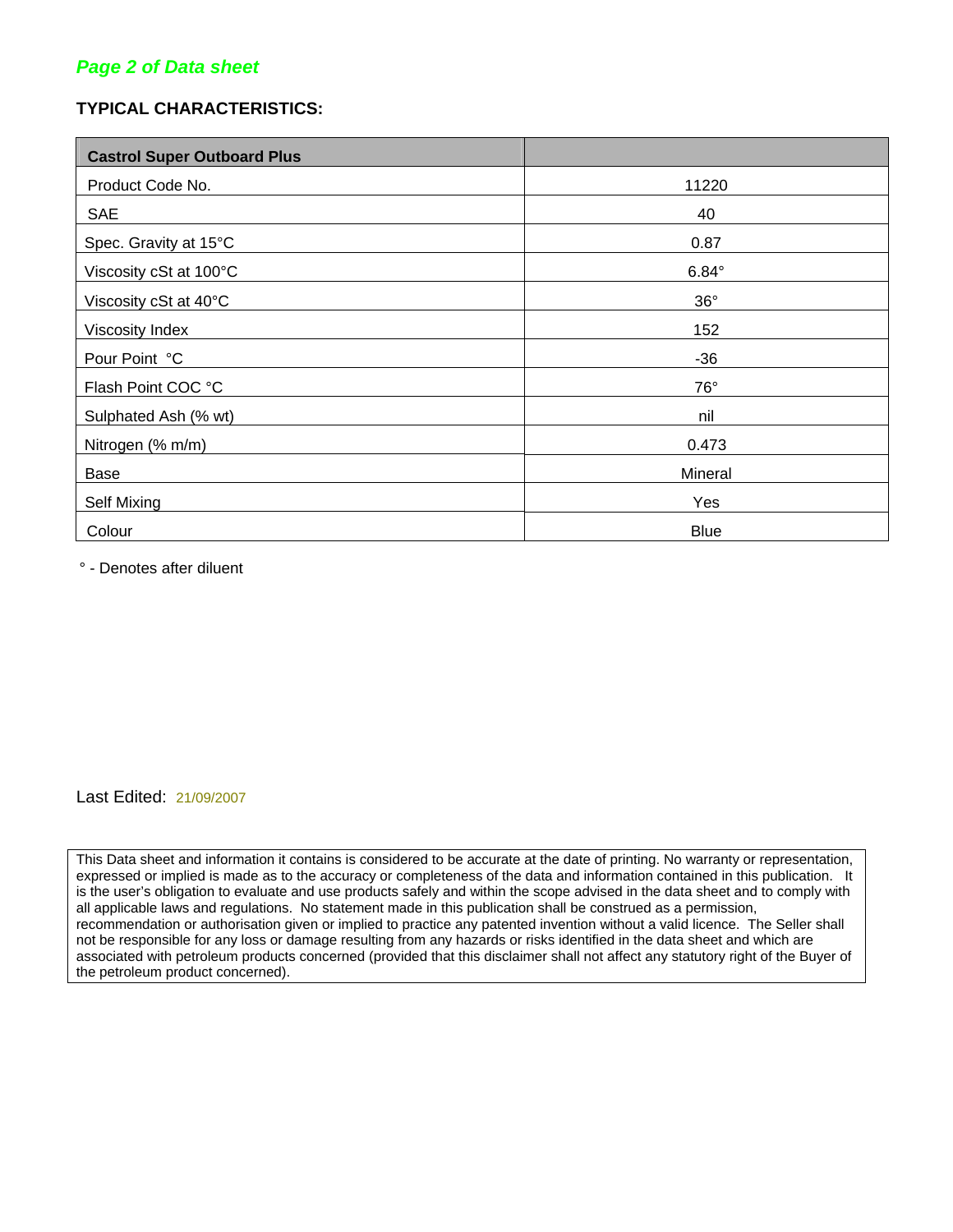*Page 2 of Data sheet*

## TYPICAL CHARACTERISTICS:

| Castrol Super Outboard Plus | |
|---|---|
| Product Code No. | 11220 |
| SAE | 40 |
| Spec. Gravity at 15°C | 0.87 |
| Viscosity cSt at 100°C | 6.84° |
| Viscosity cSt at 40°C | 36° |
| Viscosity Index | 152 |
| Pour Point °C | -36 |
| Flash Point COC °C | 76° |
| Sulphated Ash (% wt) | nil |
| Nitrogen (% m/m) | 0.473 |
| Base | Mineral |
| Self Mixing | Yes |
| Colour | Blue |

° - Denotes after diluent

Last Edited: 21/09/2007

This Data sheet and information it contains is considered to be accurate at the date of printing. No warranty or representation, expressed or implied is made as to the accuracy or completeness of the data and information contained in this publication. It is the user's obligation to evaluate and use products safely and within the scope advised in the data sheet and to comply with all applicable laws and regulations. No statement made in this publication shall be construed as a permission, recommendation or authorisation given or implied to practice any patented invention without a valid licence. The Seller shall not be responsible for any loss or damage resulting from any hazards or risks identified in the data sheet and which are associated with petroleum products concerned (provided that this disclaimer shall not affect any statutory right of the Buyer of the petroleum product concerned).